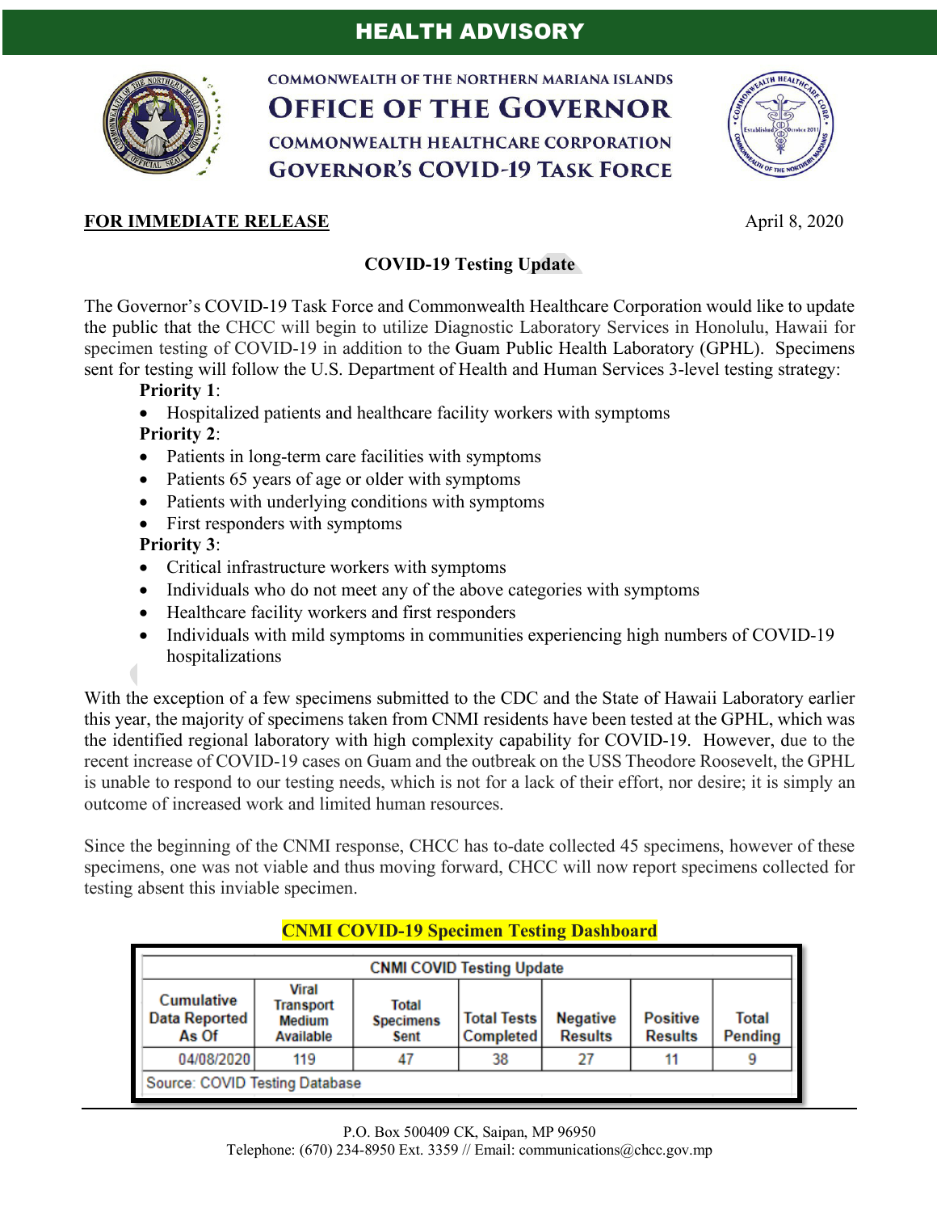# HEALTH ADVISORY

COMMONWEALTH OF THE NORTHERN MARIANA ISLANDS
**OFFICE OF THE GOVERNOR**
COMMONWEALTH HEALTHCARE CORPORATION
**GOVERNOR'S COVID-19 TASK FORCE**

**FOR IMMEDIATE RELEASE** April 8, 2020

## COVID-19 Testing Update

The Governor's COVID-19 Task Force and Commonwealth Healthcare Corporation would like to update the public that the CHCC will begin to utilize Diagnostic Laboratory Services in Honolulu, Hawaii for specimen testing of COVID-19 in addition to the Guam Public Health Laboratory (GPHL). Specimens sent for testing will follow the U.S. Department of Health and Human Services 3-level testing strategy:

**Priority 1**:

- Hospitalized patients and healthcare facility workers with symptoms

**Priority 2**:

- Patients in long-term care facilities with symptoms
- Patients 65 years of age or older with symptoms
- Patients with underlying conditions with symptoms
- First responders with symptoms

**Priority 3**:

- Critical infrastructure workers with symptoms
- Individuals who do not meet any of the above categories with symptoms
- Healthcare facility workers and first responders
- Individuals with mild symptoms in communities experiencing high numbers of COVID-19 hospitalizations

With the exception of a few specimens submitted to the CDC and the State of Hawaii Laboratory earlier this year, the majority of specimens taken from CNMI residents have been tested at the GPHL, which was the identified regional laboratory with high complexity capability for COVID-19. However, due to the recent increase of COVID-19 cases on Guam and the outbreak on the USS Theodore Roosevelt, the GPHL is unable to respond to our testing needs, which is not for a lack of their effort, nor desire; it is simply an outcome of increased work and limited human resources.

Since the beginning of the CNMI response, CHCC has to-date collected 45 specimens, however of these specimens, one was not viable and thus moving forward, CHCC will now report specimens collected for testing absent this inviable specimen.

**CNMI COVID-19 Specimen Testing Dashboard**

| CNMI COVID Testing Update | | | | | | |
|---|---|---|---|---|---|---|
| Cumulative Data Reported As Of | Viral Transport Medium Available | Total Specimens Sent | Total Tests Completed | Negative Results | Positive Results | Total Pending |
| 04/08/2020 | 119 | 47 | 38 | 27 | 11 | 9 |

Source: COVID Testing Database

P.O. Box 500409 CK, Saipan, MP 96950
Telephone: (670) 234-8950 Ext. 3359 // Email: communications@chcc.gov.mp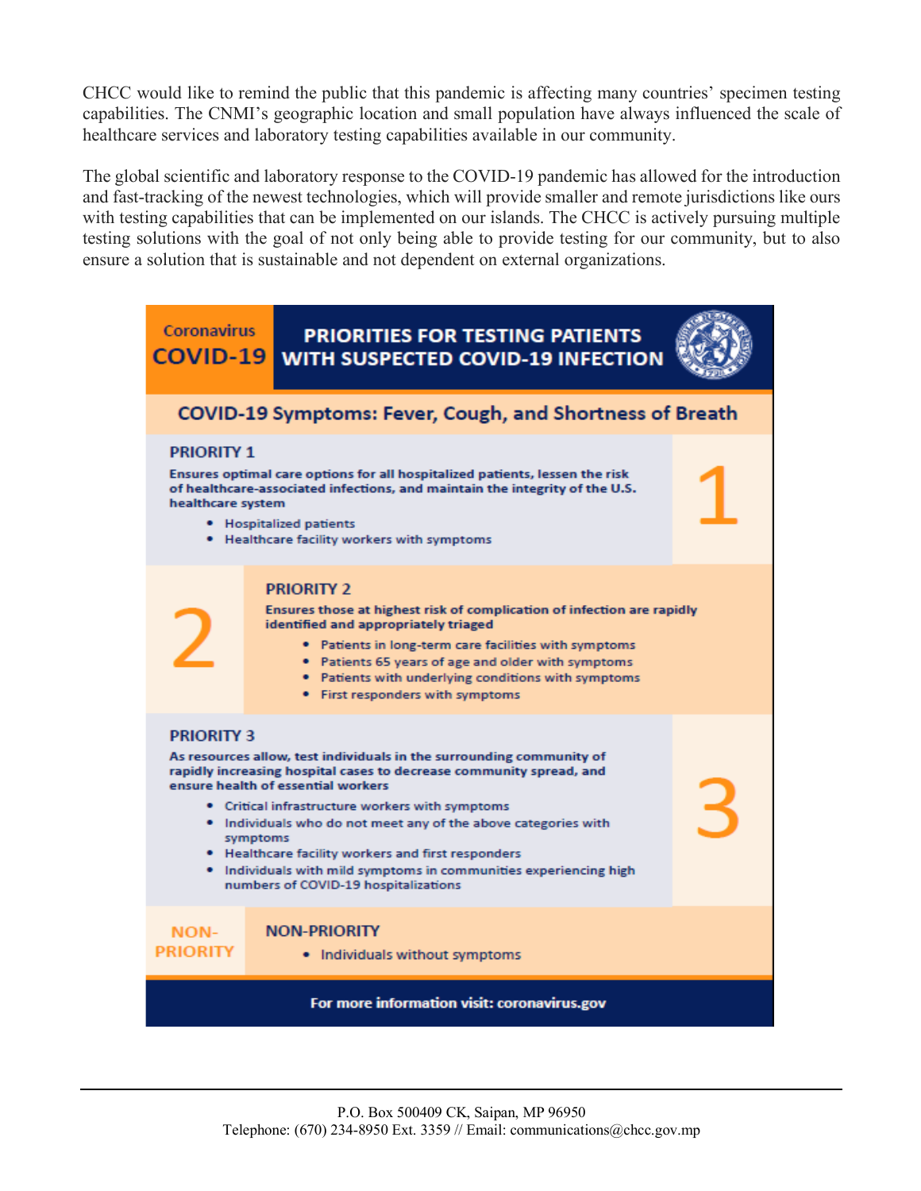CHCC would like to remind the public that this pandemic is affecting many countries' specimen testing capabilities. The CNMI's geographic location and small population have always influenced the scale of healthcare services and laboratory testing capabilities available in our community.

The global scientific and laboratory response to the COVID-19 pandemic has allowed for the introduction and fast-tracking of the newest technologies, which will provide smaller and remote jurisdictions like ours with testing capabilities that can be implemented on our islands. The CHCC is actively pursuing multiple testing solutions with the goal of not only being able to provide testing for our community, but to also ensure a solution that is sustainable and not dependent on external organizations.

Coronavirus
COVID-19

## PRIORITIES FOR TESTING PATIENTS WITH SUSPECTED COVID-19 INFECTION

### COVID-19 Symptoms: Fever, Cough, and Shortness of Breath

### PRIORITY 1

**Ensures optimal care options for all hospitalized patients, lessen the risk of healthcare-associated infections, and maintain the integrity of the U.S. healthcare system**

- Hospitalized patients
- Healthcare facility workers with symptoms

### PRIORITY 2

**Ensures those at highest risk of complication of infection are rapidly identified and appropriately triaged**

- Patients in long-term care facilities with symptoms
- Patients 65 years of age and older with symptoms
- Patients with underlying conditions with symptoms
- First responders with symptoms

### PRIORITY 3

**As resources allow, test individuals in the surrounding community of rapidly increasing hospital cases to decrease community spread, and ensure health of essential workers**

- Critical infrastructure workers with symptoms
- Individuals who do not meet any of the above categories with symptoms
- Healthcare facility workers and first responders
- Individuals with mild symptoms in communities experiencing high numbers of COVID-19 hospitalizations

### NON-PRIORITY

- Individuals without symptoms

**For more information visit: coronavirus.gov**

P.O. Box 500409 CK, Saipan, MP 96950
Telephone: (670) 234-8950 Ext. 3359 // Email: communications@chcc.gov.mp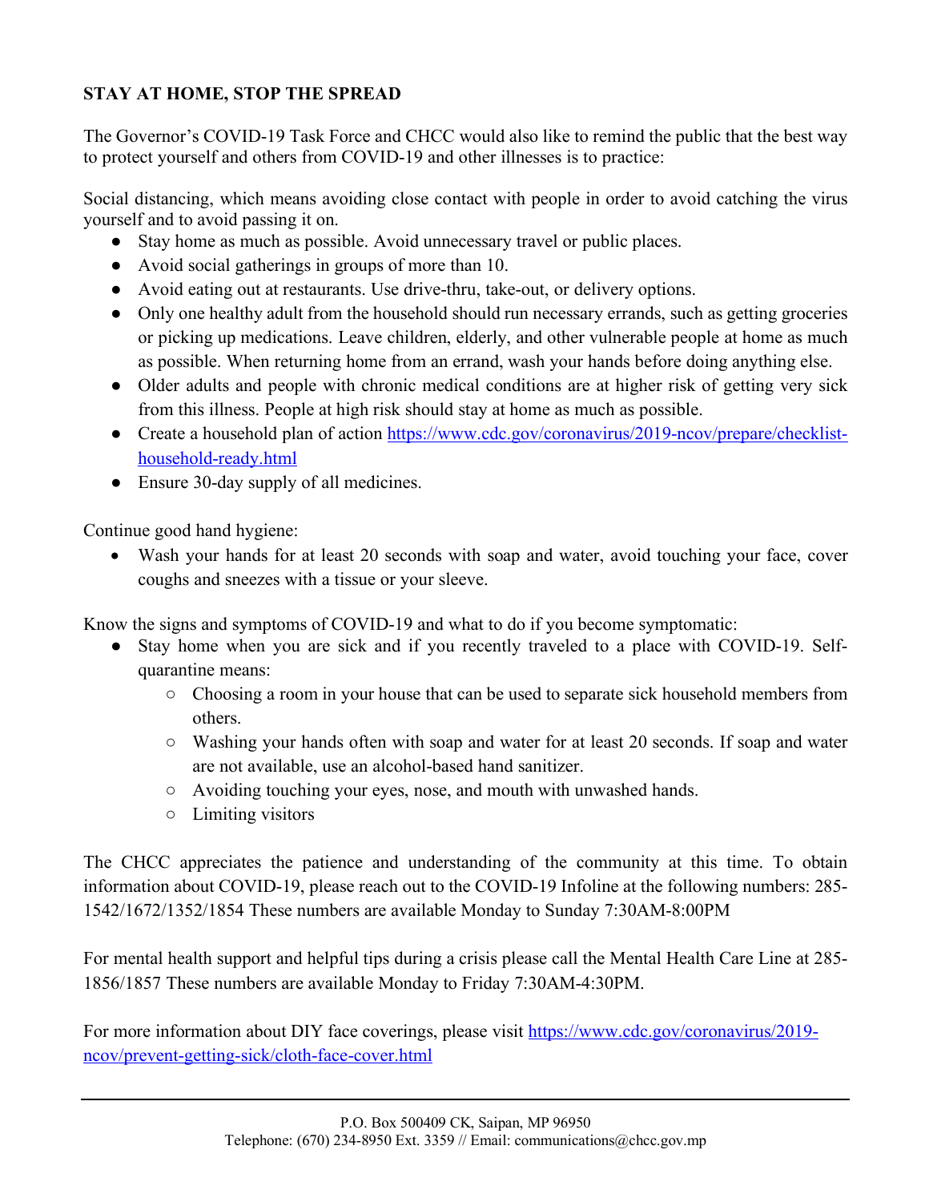**STAY AT HOME, STOP THE SPREAD**

The Governor's COVID-19 Task Force and CHCC would also like to remind the public that the best way to protect yourself and others from COVID-19 and other illnesses is to practice:

Social distancing, which means avoiding close contact with people in order to avoid catching the virus yourself and to avoid passing it on.

- Stay home as much as possible. Avoid unnecessary travel or public places.
- Avoid social gatherings in groups of more than 10.
- Avoid eating out at restaurants. Use drive-thru, take-out, or delivery options.
- Only one healthy adult from the household should run necessary errands, such as getting groceries or picking up medications. Leave children, elderly, and other vulnerable people at home as much as possible. When returning home from an errand, wash your hands before doing anything else.
- Older adults and people with chronic medical conditions are at higher risk of getting very sick from this illness. People at high risk should stay at home as much as possible.
- Create a household plan of action https://www.cdc.gov/coronavirus/2019-ncov/prepare/checklist-household-ready.html
- Ensure 30-day supply of all medicines.

Continue good hand hygiene:

- Wash your hands for at least 20 seconds with soap and water, avoid touching your face, cover coughs and sneezes with a tissue or your sleeve.

Know the signs and symptoms of COVID-19 and what to do if you become symptomatic:

- Stay home when you are sick and if you recently traveled to a place with COVID-19. Self-quarantine means:
  - Choosing a room in your house that can be used to separate sick household members from others.
  - Washing your hands often with soap and water for at least 20 seconds. If soap and water are not available, use an alcohol-based hand sanitizer.
  - Avoiding touching your eyes, nose, and mouth with unwashed hands.
  - Limiting visitors

The CHCC appreciates the patience and understanding of the community at this time. To obtain information about COVID-19, please reach out to the COVID-19 Infoline at the following numbers: 285-1542/1672/1352/1854 These numbers are available Monday to Sunday 7:30AM-8:00PM

For mental health support and helpful tips during a crisis please call the Mental Health Care Line at 285-1856/1857 These numbers are available Monday to Friday 7:30AM-4:30PM.

For more information about DIY face coverings, please visit https://www.cdc.gov/coronavirus/2019-ncov/prevent-getting-sick/cloth-face-cover.html

P.O. Box 500409 CK, Saipan, MP 96950
Telephone: (670) 234-8950 Ext. 3359 // Email: communications@chcc.gov.mp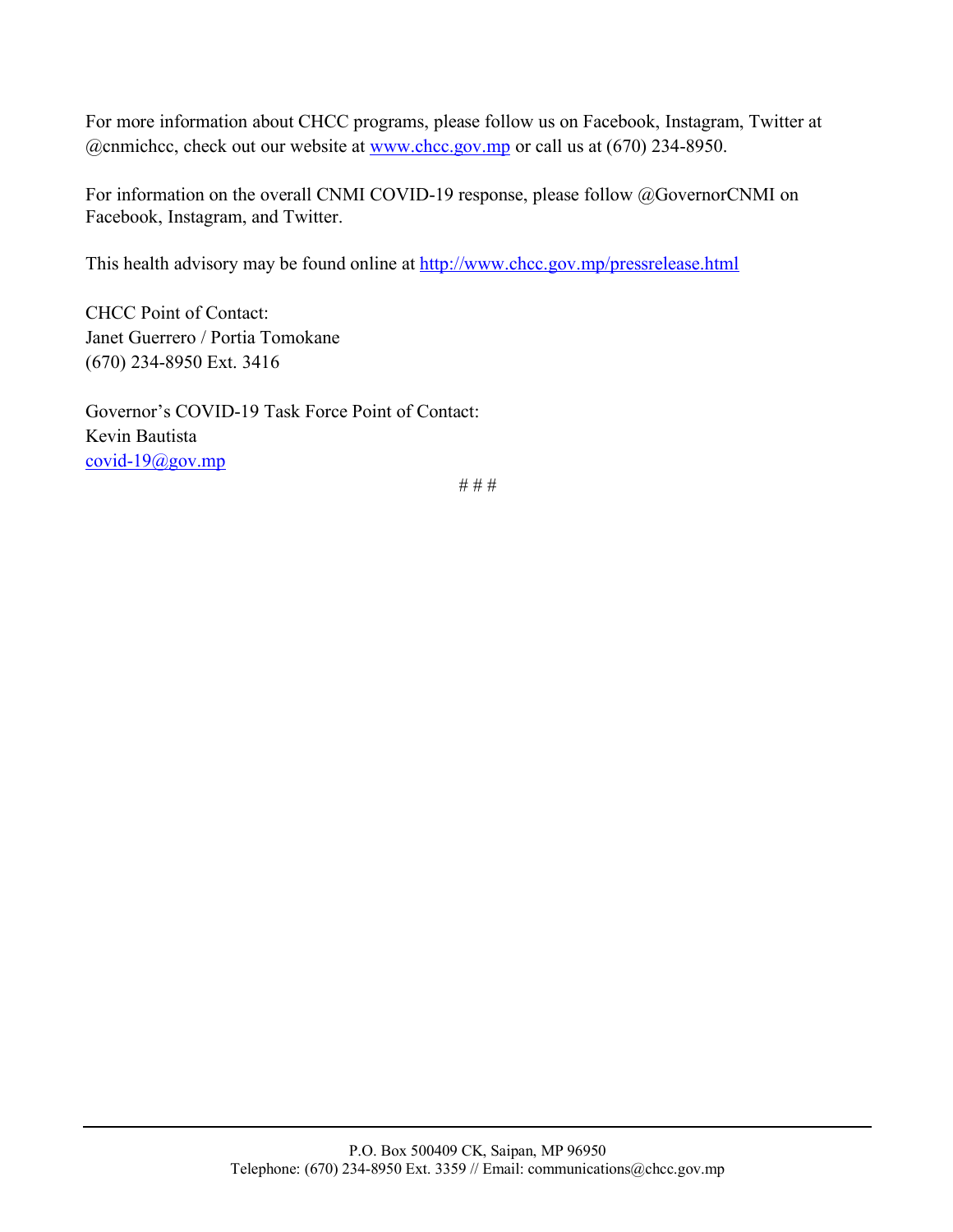For more information about CHCC programs, please follow us on Facebook, Instagram, Twitter at @cnmichcc, check out our website at www.chcc.gov.mp or call us at (670) 234-8950.

For information on the overall CNMI COVID-19 response, please follow @GovernorCNMI on Facebook, Instagram, and Twitter.

This health advisory may be found online at http://www.chcc.gov.mp/pressrelease.html

CHCC Point of Contact:
Janet Guerrero / Portia Tomokane
(670) 234-8950 Ext. 3416

Governor's COVID-19 Task Force Point of Contact:
Kevin Bautista
covid-19@gov.mp

# # #

P.O. Box 500409 CK, Saipan, MP 96950
Telephone: (670) 234-8950 Ext. 3359 // Email: communications@chcc.gov.mp